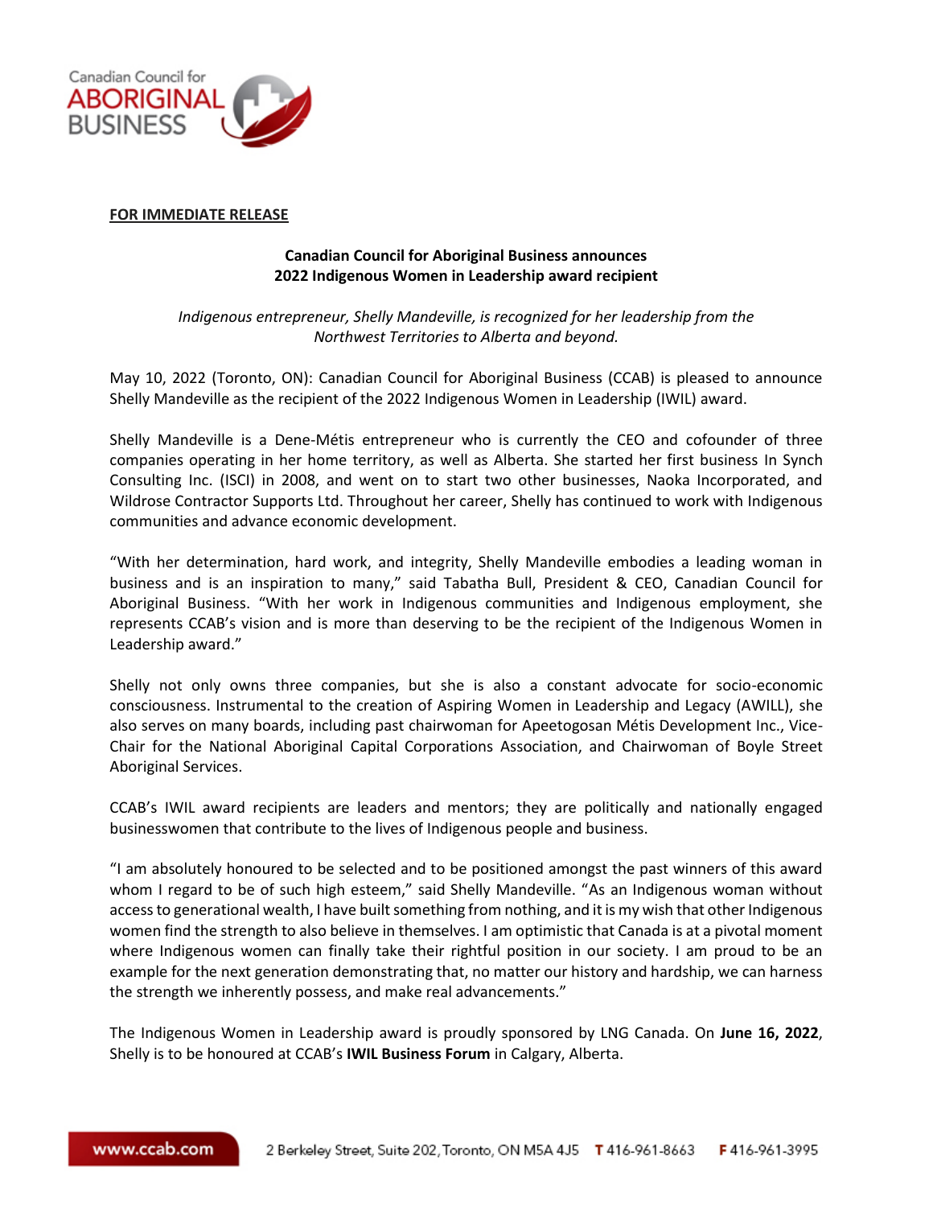**FOR IMMEDIATE RELEASE**

**Canadian Council for Aboriginal Business announces 2022 Indigenous Women in Leadership award recipient**

*Indigenous entrepreneur, Shelly Mandeville, is recognized for her leadership from the Northwest Territories to Alberta and beyond.*

May 10, 2022 (Toronto, ON): Canadian Council for Aboriginal Business (CCAB) is pleased to announce Shelly Mandeville as the recipient of the 2022 Indigenous Women in Leadership (IWIL) award.

Shelly Mandeville is a Dene-Métis entrepreneur who is currently the CEO and cofounder of three companies operating in her home territory, as well as Alberta. She started her first business In Synch Consulting Inc. (ISCI) in 2008, and went on to start two other businesses, Naoka Incorporated, and Wildrose Contractor Supports Ltd. Throughout her career, Shelly has continued to work with Indigenous communities and advance economic development.

"With her determination, hard work, and integrity, Shelly Mandeville embodies a leading woman in business and is an inspiration to many," said Tabatha Bull, President & CEO, Canadian Council for Aboriginal Business. "With her work in Indigenous communities and Indigenous employment, she represents CCAB's vision and is more than deserving to be the recipient of the Indigenous Women in Leadership award."

Shelly not only owns three companies, but she is also a constant advocate for socio-economic consciousness. Instrumental to the creation of Aspiring Women in Leadership and Legacy (AWILL), she also serves on many boards, including past chairwoman for Apeetogosan Métis Development Inc., Vice-Chair for the National Aboriginal Capital Corporations Association, and Chairwoman of Boyle Street Aboriginal Services.

CCAB's IWIL award recipients are leaders and mentors; they are politically and nationally engaged businesswomen that contribute to the lives of Indigenous people and business.

"I am absolutely honoured to be selected and to be positioned amongst the past winners of this award whom I regard to be of such high esteem," said Shelly Mandeville. "As an Indigenous woman without access to generational wealth, I have built something from nothing, and it is my wish that other Indigenous women find the strength to also believe in themselves. I am optimistic that Canada is at a pivotal moment where Indigenous women can finally take their rightful position in our society. I am proud to be an example for the next generation demonstrating that, no matter our history and hardship, we can harness the strength we inherently possess, and make real advancements."

The Indigenous Women in Leadership award is proudly sponsored by LNG Canada. On **June 16, 2022**, Shelly is to be honoured at CCAB's **IWIL Business Forum** in Calgary, Alberta.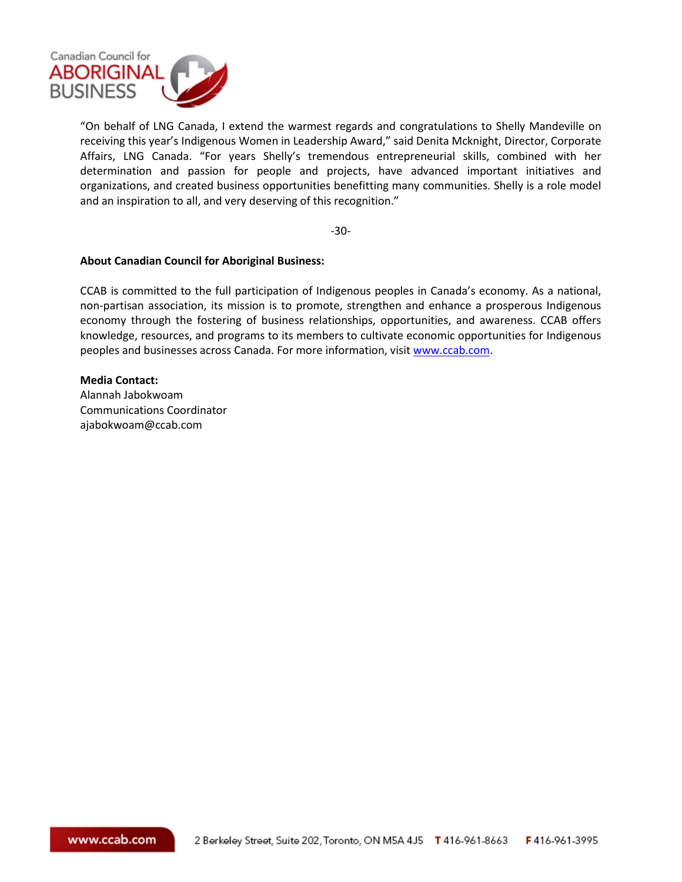"On behalf of LNG Canada, I extend the warmest regards and congratulations to Shelly Mandeville on receiving this year's Indigenous Women in Leadership Award," said Denita Mcknight, Director, Corporate Affairs, LNG Canada. "For years Shelly's tremendous entrepreneurial skills, combined with her determination and passion for people and projects, have advanced important initiatives and organizations, and created business opportunities benefitting many communities. Shelly is a role model and an inspiration to all, and very deserving of this recognition."

-30-

**About Canadian Council for Aboriginal Business:**

CCAB is committed to the full participation of Indigenous peoples in Canada's economy. As a national, non-partisan association, its mission is to promote, strengthen and enhance a prosperous Indigenous economy through the fostering of business relationships, opportunities, and awareness. CCAB offers knowledge, resources, and programs to its members to cultivate economic opportunities for Indigenous peoples and businesses across Canada. For more information, visit www.ccab.com.

**Media Contact:**
Alannah Jabokwoam
Communications Coordinator
ajabokwoam@ccab.com